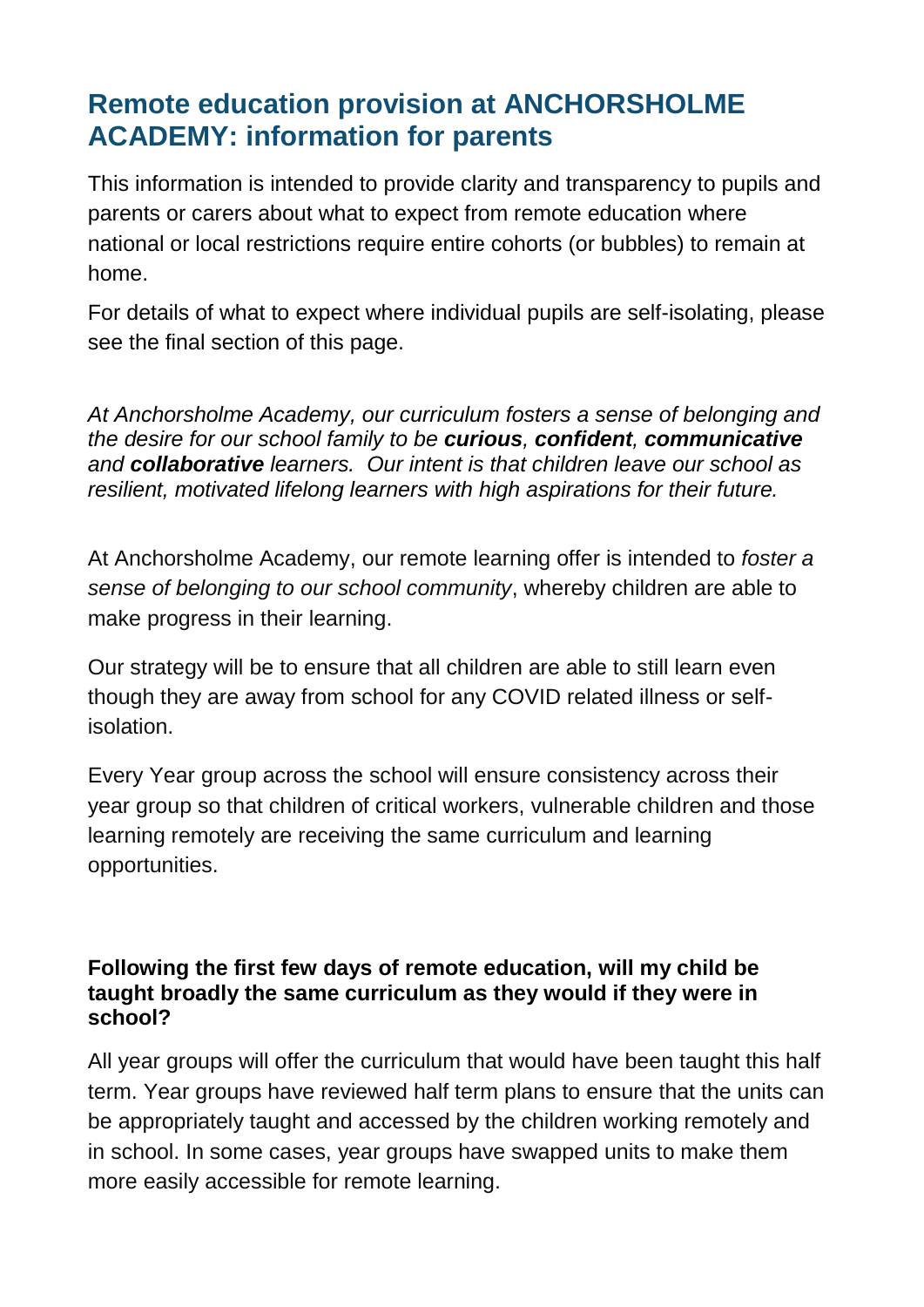## Remote education provision at ANCHORSHOLME ACADEMY: information for parents

This information is intended to provide clarity and transparency to pupils and parents or carers about what to expect from remote education where national or local restrictions require entire cohorts (or bubbles) to remain at home.

For details of what to expect where individual pupils are self-isolating, please see the final section of this page.

*At Anchorsholme Academy, our curriculum fosters a sense of belonging and the desire for our school family to be **curious**, **confident**, **communicative** and **collaborative** learners. Our intent is that children leave our school as resilient, motivated lifelong learners with high aspirations for their future.*

At Anchorsholme Academy, our remote learning offer is intended to *foster a sense of belonging to our school community*, whereby children are able to make progress in their learning.

Our strategy will be to ensure that all children are able to still learn even though they are away from school for any COVID related illness or self-isolation.

Every Year group across the school will ensure consistency across their year group so that children of critical workers, vulnerable children and those learning remotely are receiving the same curriculum and learning opportunities.

**Following the first few days of remote education, will my child be taught broadly the same curriculum as they would if they were in school?**

All year groups will offer the curriculum that would have been taught this half term. Year groups have reviewed half term plans to ensure that the units can be appropriately taught and accessed by the children working remotely and in school. In some cases, year groups have swapped units to make them more easily accessible for remote learning.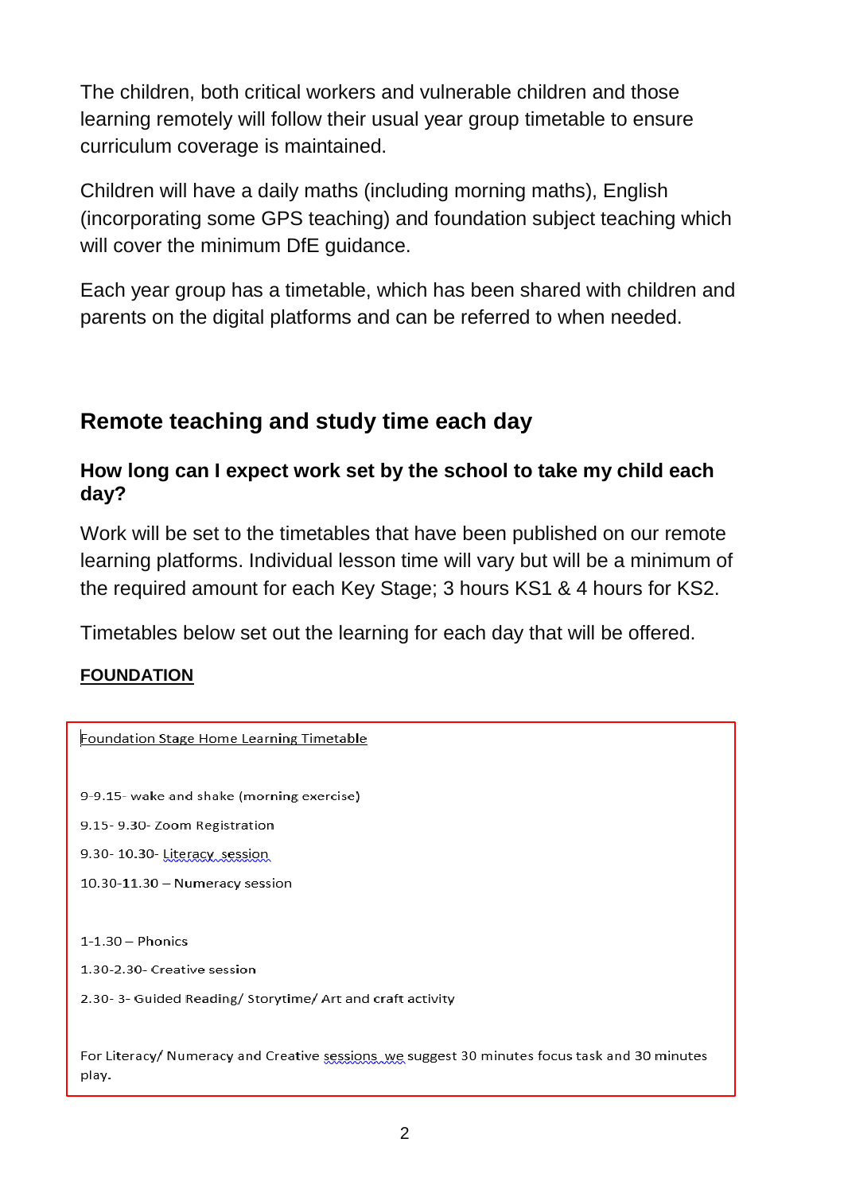The children, both critical workers and vulnerable children and those learning remotely will follow their usual year group timetable to ensure curriculum coverage is maintained.

Children will have a daily maths (including morning maths), English (incorporating some GPS teaching) and foundation subject teaching which will cover the minimum DfE guidance.

Each year group has a timetable, which has been shared with children and parents on the digital platforms and can be referred to when needed.

## Remote teaching and study time each day

### How long can I expect work set by the school to take my child each day?

Work will be set to the timetables that have been published on our remote learning platforms. Individual lesson time will vary but will be a minimum of the required amount for each Key Stage; 3 hours KS1 & 4 hours for KS2.

Timetables below set out the learning for each day that will be offered.

**FOUNDATION**

Foundation Stage Home Learning Timetable

9-9.15- wake and shake (morning exercise)

9.15- 9.30- Zoom Registration

9.30- 10.30- Literacy session

10.30-11.30 – Numeracy session

1-1.30 – Phonics

1.30-2.30- Creative session

2.30- 3- Guided Reading/ Storytime/ Art and craft activity

For Literacy/ Numeracy and Creative sessions we suggest 30 minutes focus task and 30 minutes play.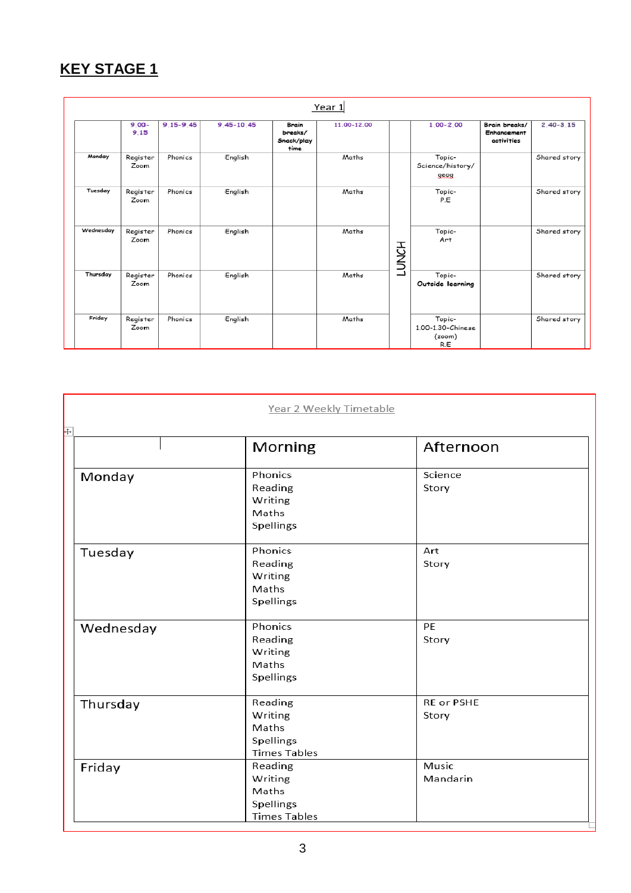# KEY STAGE 1

Year 1

| | 9.00-9.15 | 9.15-9.45 | 9.45-10.45 | Brain breaks/ Snack/play time | 11.00-12.00 | | 1.00-2.00 | Brain breaks/ Enhancement activities | 2.40-3.15 |
|---|---|---|---|---|---|---|---|---|---|
| Monday | Register Zoom | Phonics | English | | Maths | LUNCH | Topic- Science/history/ geog | | Shared story |
| Tuesday | Register Zoom | Phonics | English | | Maths | | Topic- P.E | | Shared story |
| Wednesday | Register Zoom | Phonics | English | | Maths | | Topic- Art | | Shared story |
| Thursday | Register Zoom | Phonics | English | | Maths | | Topic- **Outside learning** | | Shared story |
| Friday | Register Zoom | Phonics | English | | Maths | | Topic- 1.00-1.30-Chinese (zoom) R.E | | Shared story |

Year 2 Weekly Timetable

| | Morning | Afternoon |
|---|---|---|
| Monday | Phonics<br>Reading<br>Writing<br>Maths<br>Spellings | Science<br>Story |
| Tuesday | Phonics<br>Reading<br>Writing<br>Maths<br>Spellings | Art<br>Story |
| Wednesday | Phonics<br>Reading<br>Writing<br>Maths<br>Spellings | PE<br>Story |
| Thursday | Reading<br>Writing<br>Maths<br>Spellings<br>Times Tables | RE or PSHE<br>Story |
| Friday | Reading<br>Writing<br>Maths<br>Spellings<br>Times Tables | Music<br>Mandarin |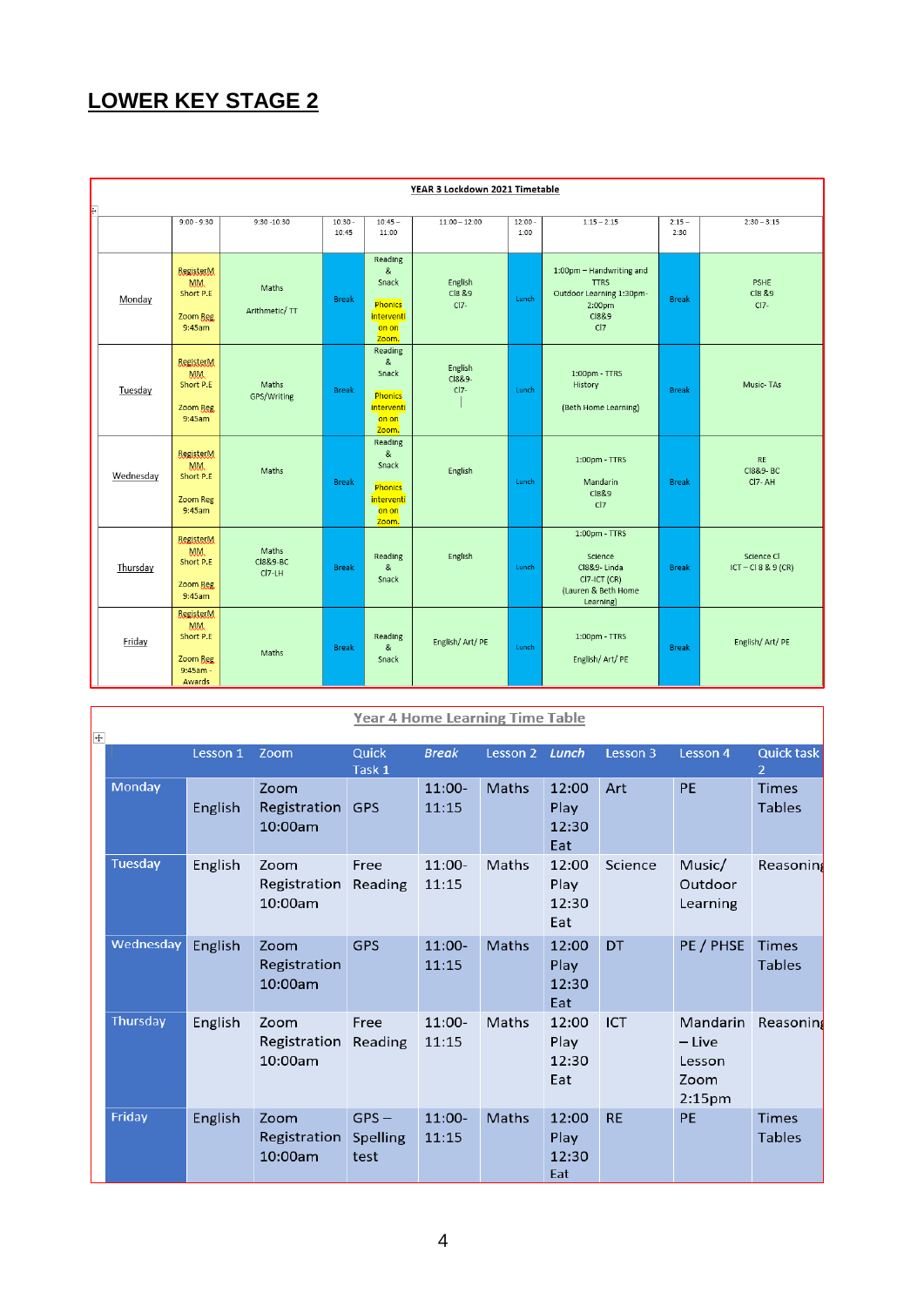## LOWER KEY STAGE 2

**YEAR 3 Lockdown 2021 Timetable**

| | 9:00 - 9:30 | 9:30 -10:30 | 10:30 - 10:45 | 10:45 – 11:00 | 11:00 – 12:00 | 12:00 - 1:00 | 1:15 – 2:15 | 2:15 – 2:30 | 2:30 – 3:15 |
|---|---|---|---|---|---|---|---|---|---|
| Monday | RegisterMMM Short P.E Zoom Reg 9:45am | Maths Arithmetic/ TT | Break | Reading & Snack Phonics intervention on Zoom. | English Cl8 &9 Cl7- | Lunch | 1:00pm – Handwriting and TTRS Outdoor Learning 1:30pm-2:00pm Cl8&9 Cl7 | Break | PSHE Cl8 &9 Cl7- |
| Tuesday | RegisterMMM Short P.E Zoom Reg 9:45am | Maths GPS/Writing | Break | Reading & Snack Phonics intervention on Zoom. | English Cl8&9- Cl7- | Lunch | 1:00pm - TTRS History (Beth Home Learning) | Break | Music- TAs |
| Wednesday | RegisterMMM Short P.E Zoom Reg 9:45am | Maths | Break | Reading & Snack Phonics intervention on Zoom. | English | Lunch | 1:00pm - TTRS Mandarin Cl8&9 Cl7 | Break | RE Cl8&9- BC Cl7- AH |
| Thursday | RegisterMMM Short P.E Zoom Reg 9:45am | Maths Cl8&9-BC Cl7-LH | Break | Reading & Snack | English | Lunch | 1:00pm - TTRS Science Cl8&9- Linda Cl7-ICT (CR) (Lauren & Beth Home Learning) | Break | Science Cl ICT – Cl 8 & 9 (CR) |
| Friday | RegisterMMM Short P.E Zoom Reg 9:45am - Awards | Maths | Break | Reading & Snack | English/ Art/ PE | Lunch | 1:00pm - TTRS English/ Art/ PE | Break | English/ Art/ PE |

**Year 4 Home Learning Time Table**

| | Lesson 1 | Zoom | Quick Task 1 | *Break* | Lesson 2 | *Lunch* | Lesson 3 | Lesson 4 | Quick task 2 |
|---|---|---|---|---|---|---|---|---|---|
| Monday | English | Zoom Registration 10:00am | GPS | 11:00-11:15 | Maths | 12:00 Play 12:30 Eat | Art | PE | Times Tables |
| Tuesday | English | Zoom Registration 10:00am | Free Reading | 11:00-11:15 | Maths | 12:00 Play 12:30 Eat | Science | Music/ Outdoor Learning | Reasoning |
| Wednesday | English | Zoom Registration 10:00am | GPS | 11:00-11:15 | Maths | 12:00 Play 12:30 Eat | DT | PE / PHSE | Times Tables |
| Thursday | English | Zoom Registration 10:00am | Free Reading | 11:00-11:15 | Maths | 12:00 Play 12:30 Eat | ICT | Mandarin – Live Lesson Zoom 2:15pm | Reasoning |
| Friday | English | Zoom Registration 10:00am | GPS – Spelling test | 11:00-11:15 | Maths | 12:00 Play 12:30 Eat | RE | PE | Times Tables |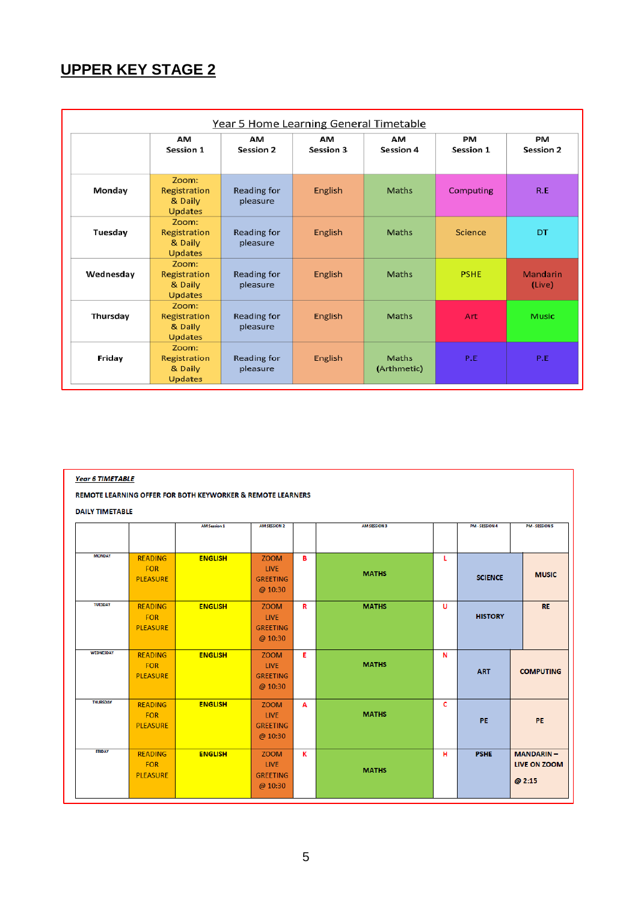## UPPER KEY STAGE 2

| Year 5 Home Learning General Timetable | | | | | | |
|---|---|---|---|---|---|---|
| | AM Session 1 | AM Session 2 | AM Session 3 | AM Session 4 | PM Session 1 | PM Session 2 |
| Monday | Zoom: Registration & Daily Updates | Reading for pleasure | English | Maths | Computing | R.E |
| Tuesday | Zoom: Registration & Daily Updates | Reading for pleasure | English | Maths | Science | DT |
| Wednesday | Zoom: Registration & Daily Updates | Reading for pleasure | English | Maths | PSHE | Mandarin (Live) |
| Thursday | Zoom: Registration & Daily Updates | Reading for pleasure | English | Maths | Art | Music |
| Friday | Zoom: Registration & Daily Updates | Reading for pleasure | English | Maths (Arthmetic) | P.E | P.E |

***Year 6 TIMETABLE***

**REMOTE LEARNING OFFER FOR BOTH KEYWORKER & REMOTE LEARNERS**

**DAILY TIMETABLE**

| | | AM Session 1 | AM SESSION 2 | | AM SESSION 3 | | PM - SESSION 4 | PM - SESSION 5 |
|---|---|---|---|---|---|---|---|---|
| MONDAY | READING FOR PLEASURE | ENGLISH | ZOOM LIVE GREETING @ 10:30 | B | MATHS | L | SCIENCE | MUSIC |
| TUESDAY | READING FOR PLEASURE | ENGLISH | ZOOM LIVE GREETING @ 10:30 | R | MATHS | U | HISTORY | RE |
| WEDNESDAY | READING FOR PLEASURE | ENGLISH | ZOOM LIVE GREETING @ 10:30 | E | MATHS | N | ART | COMPUTING |
| THURSDAY | READING FOR PLEASURE | ENGLISH | ZOOM LIVE GREETING @ 10:30 | A | MATHS | C | PE | PE |
| FRIDAY | READING FOR PLEASURE | ENGLISH | ZOOM LIVE GREETING @ 10:30 | K | MATHS | H | PSHE | MANDARIN – LIVE ON ZOOM @ 2:15 |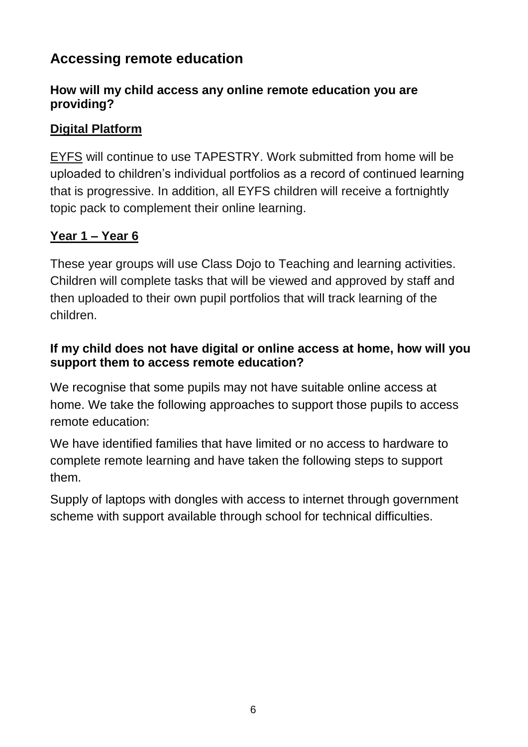## Accessing remote education

### How will my child access any online remote education you are providing?

**Digital Platform**

EYFS will continue to use TAPESTRY. Work submitted from home will be uploaded to children's individual portfolios as a record of continued learning that is progressive. In addition, all EYFS children will receive a fortnightly topic pack to complement their online learning.

**Year 1 – Year 6**

These year groups will use Class Dojo to Teaching and learning activities. Children will complete tasks that will be viewed and approved by staff and then uploaded to their own pupil portfolios that will track learning of the children.

### If my child does not have digital or online access at home, how will you support them to access remote education?

We recognise that some pupils may not have suitable online access at home. We take the following approaches to support those pupils to access remote education:

We have identified families that have limited or no access to hardware to complete remote learning and have taken the following steps to support them.

Supply of laptops with dongles with access to internet through government scheme with support available through school for technical difficulties.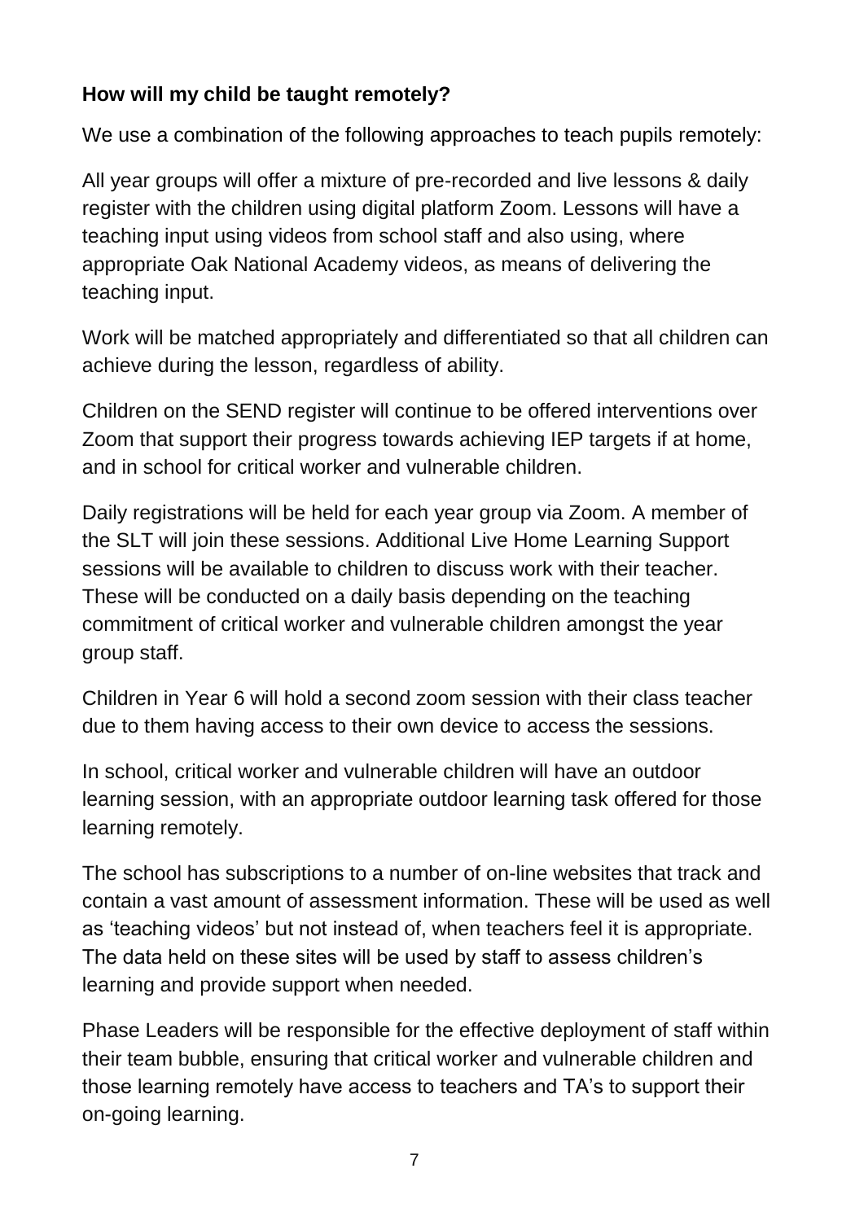**How will my child be taught remotely?**

We use a combination of the following approaches to teach pupils remotely:

All year groups will offer a mixture of pre-recorded and live lessons & daily register with the children using digital platform Zoom. Lessons will have a teaching input using videos from school staff and also using, where appropriate Oak National Academy videos, as means of delivering the teaching input.

Work will be matched appropriately and differentiated so that all children can achieve during the lesson, regardless of ability.

Children on the SEND register will continue to be offered interventions over Zoom that support their progress towards achieving IEP targets if at home, and in school for critical worker and vulnerable children.

Daily registrations will be held for each year group via Zoom. A member of the SLT will join these sessions. Additional Live Home Learning Support sessions will be available to children to discuss work with their teacher. These will be conducted on a daily basis depending on the teaching commitment of critical worker and vulnerable children amongst the year group staff.

Children in Year 6 will hold a second zoom session with their class teacher due to them having access to their own device to access the sessions.

In school, critical worker and vulnerable children will have an outdoor learning session, with an appropriate outdoor learning task offered for those learning remotely.

The school has subscriptions to a number of on-line websites that track and contain a vast amount of assessment information. These will be used as well as 'teaching videos' but not instead of, when teachers feel it is appropriate. The data held on these sites will be used by staff to assess children's learning and provide support when needed.

Phase Leaders will be responsible for the effective deployment of staff within their team bubble, ensuring that critical worker and vulnerable children and those learning remotely have access to teachers and TA's to support their on-going learning.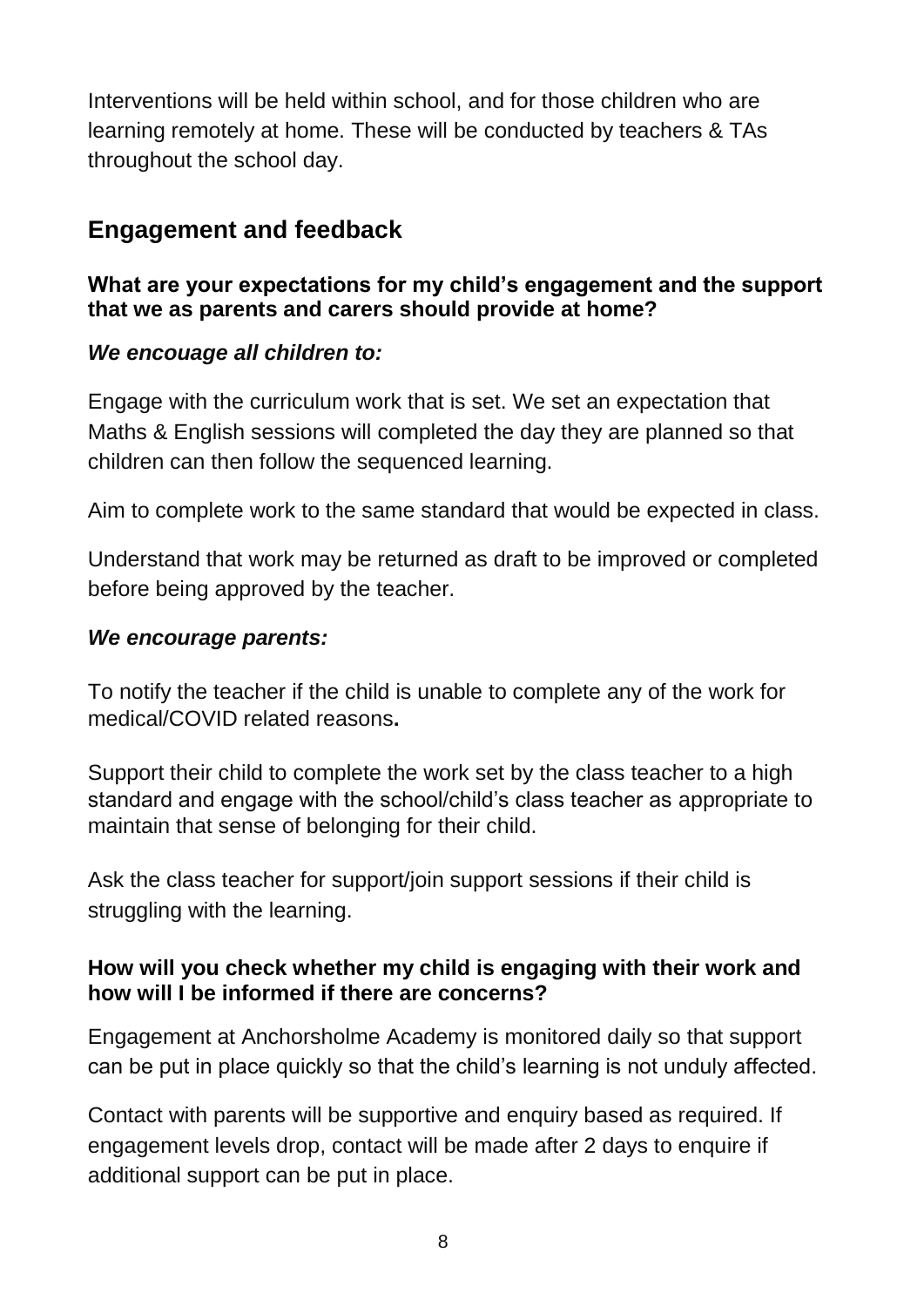Interventions will be held within school, and for those children who are learning remotely at home. These will be conducted by teachers & TAs throughout the school day.

## Engagement and feedback

### What are your expectations for my child's engagement and the support that we as parents and carers should provide at home?

***We encouage all children to:***

Engage with the curriculum work that is set. We set an expectation that Maths & English sessions will completed the day they are planned so that children can then follow the sequenced learning.

Aim to complete work to the same standard that would be expected in class.

Understand that work may be returned as draft to be improved or completed before being approved by the teacher.

***We encourage parents:***

To notify the teacher if the child is unable to complete any of the work for medical/COVID related reasons**.**

Support their child to complete the work set by the class teacher to a high standard and engage with the school/child's class teacher as appropriate to maintain that sense of belonging for their child.

Ask the class teacher for support/join support sessions if their child is struggling with the learning.

### How will you check whether my child is engaging with their work and how will I be informed if there are concerns?

Engagement at Anchorsholme Academy is monitored daily so that support can be put in place quickly so that the child's learning is not unduly affected.

Contact with parents will be supportive and enquiry based as required. If engagement levels drop, contact will be made after 2 days to enquire if additional support can be put in place.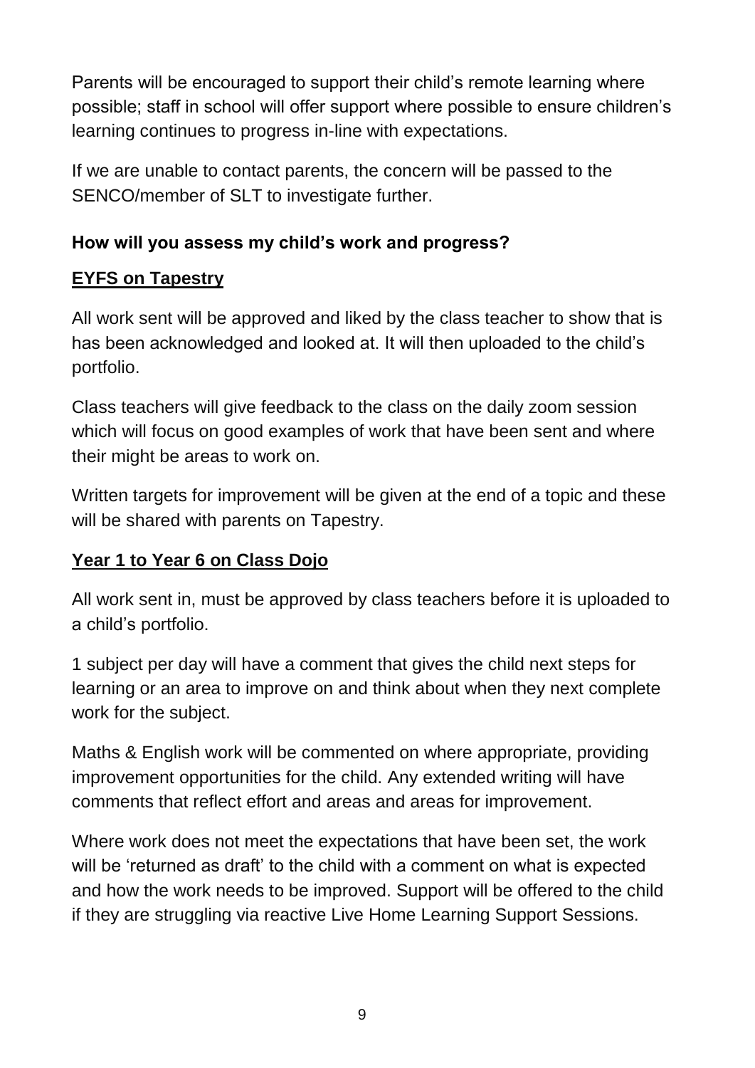Parents will be encouraged to support their child's remote learning where possible; staff in school will offer support where possible to ensure children's learning continues to progress in-line with expectations.

If we are unable to contact parents, the concern will be passed to the SENCO/member of SLT to investigate further.

### How will you assess my child's work and progress?

**EYFS on Tapestry**

All work sent will be approved and liked by the class teacher to show that is has been acknowledged and looked at. It will then uploaded to the child's portfolio.

Class teachers will give feedback to the class on the daily zoom session which will focus on good examples of work that have been sent and where their might be areas to work on.

Written targets for improvement will be given at the end of a topic and these will be shared with parents on Tapestry.

**Year 1 to Year 6 on Class Dojo**

All work sent in, must be approved by class teachers before it is uploaded to a child's portfolio.

1 subject per day will have a comment that gives the child next steps for learning or an area to improve on and think about when they next complete work for the subject.

Maths & English work will be commented on where appropriate, providing improvement opportunities for the child. Any extended writing will have comments that reflect effort and areas and areas for improvement.

Where work does not meet the expectations that have been set, the work will be 'returned as draft' to the child with a comment on what is expected and how the work needs to be improved. Support will be offered to the child if they are struggling via reactive Live Home Learning Support Sessions.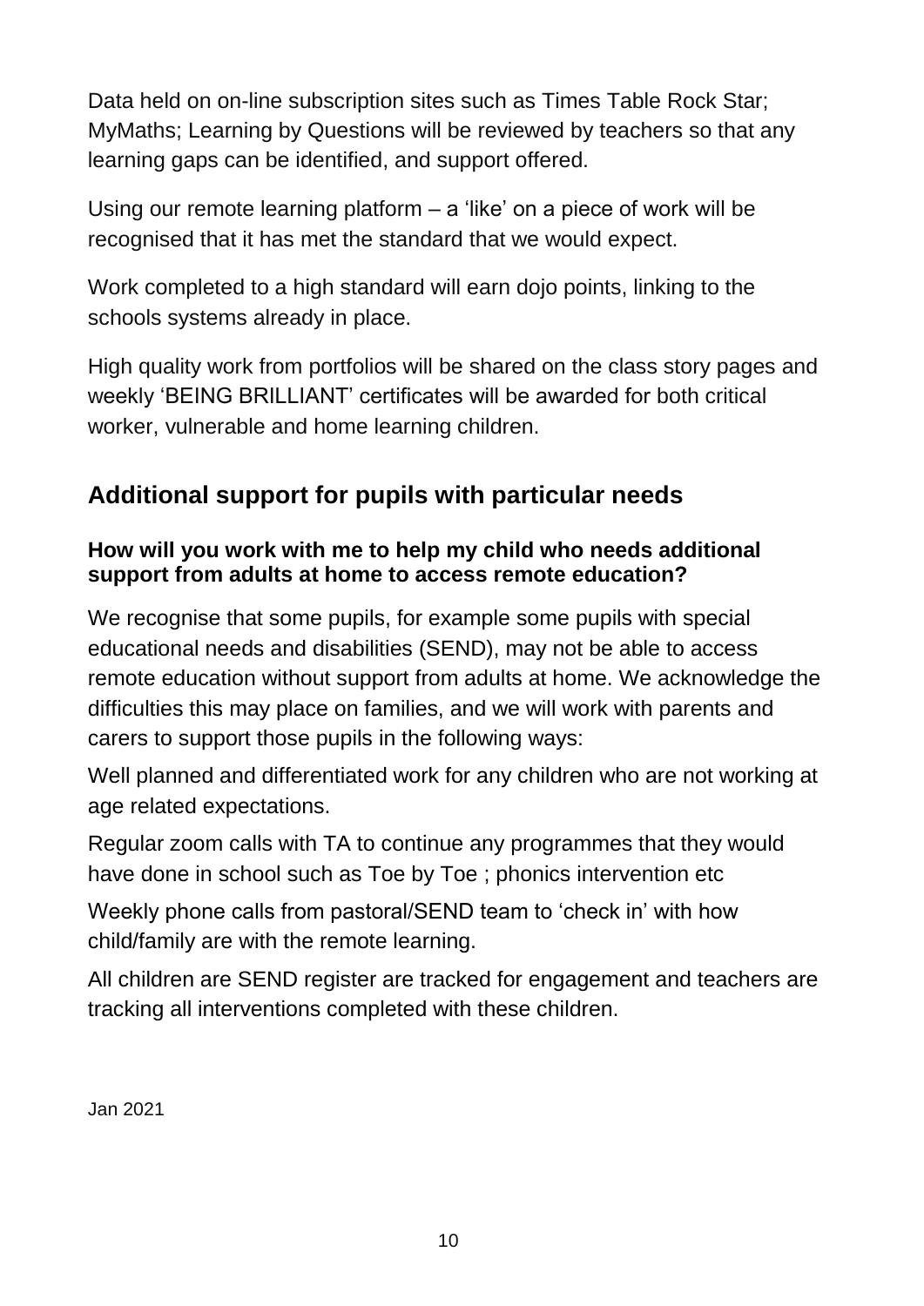Data held on on-line subscription sites such as Times Table Rock Star; MyMaths; Learning by Questions will be reviewed by teachers so that any learning gaps can be identified, and support offered.

Using our remote learning platform – a 'like' on a piece of work will be recognised that it has met the standard that we would expect.

Work completed to a high standard will earn dojo points, linking to the schools systems already in place.

High quality work from portfolios will be shared on the class story pages and weekly 'BEING BRILLIANT' certificates will be awarded for both critical worker, vulnerable and home learning children.

## Additional support for pupils with particular needs

**How will you work with me to help my child who needs additional support from adults at home to access remote education?**

We recognise that some pupils, for example some pupils with special educational needs and disabilities (SEND), may not be able to access remote education without support from adults at home. We acknowledge the difficulties this may place on families, and we will work with parents and carers to support those pupils in the following ways:

Well planned and differentiated work for any children who are not working at age related expectations.

Regular zoom calls with TA to continue any programmes that they would have done in school such as Toe by Toe ; phonics intervention etc

Weekly phone calls from pastoral/SEND team to 'check in' with how child/family are with the remote learning.

All children are SEND register are tracked for engagement and teachers are tracking all interventions completed with these children.

Jan 2021